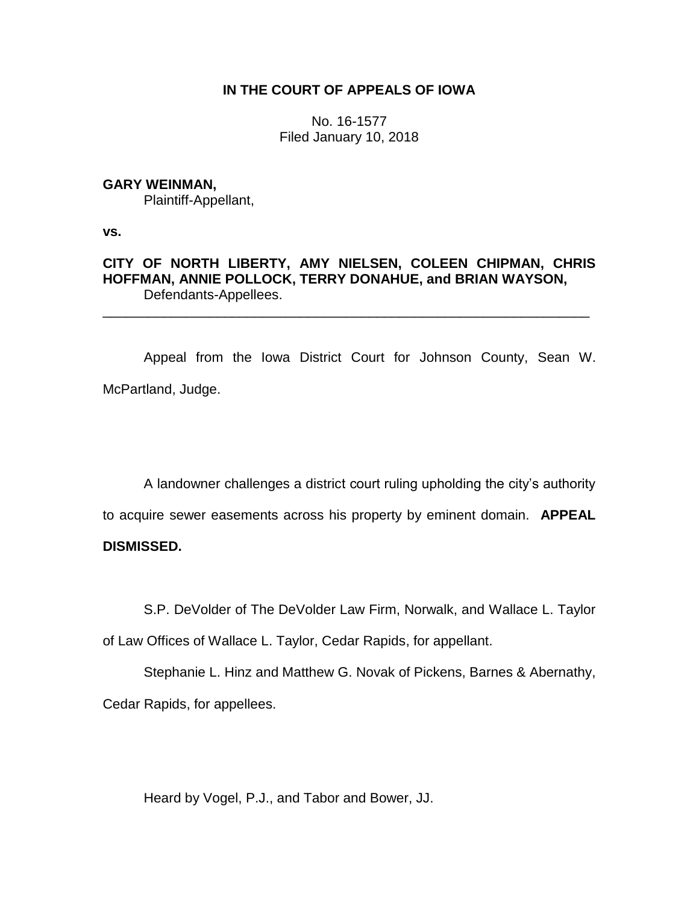**IN THE COURT OF APPEALS OF IOWA**

No. 16-1577
Filed January 10, 2018

**GARY WEINMAN,**
Plaintiff-Appellant,

**vs.**

**CITY OF NORTH LIBERTY, AMY NIELSEN, COLEEN CHIPMAN, CHRIS HOFFMAN, ANNIE POLLOCK, TERRY DONAHUE, and BRIAN WAYSON,**
Defendants-Appellees.

---

Appeal from the Iowa District Court for Johnson County, Sean W. McPartland, Judge.

A landowner challenges a district court ruling upholding the city's authority to acquire sewer easements across his property by eminent domain. **APPEAL DISMISSED.**

S.P. DeVolder of The DeVolder Law Firm, Norwalk, and Wallace L. Taylor of Law Offices of Wallace L. Taylor, Cedar Rapids, for appellant.

Stephanie L. Hinz and Matthew G. Novak of Pickens, Barnes & Abernathy, Cedar Rapids, for appellees.

Heard by Vogel, P.J., and Tabor and Bower, JJ.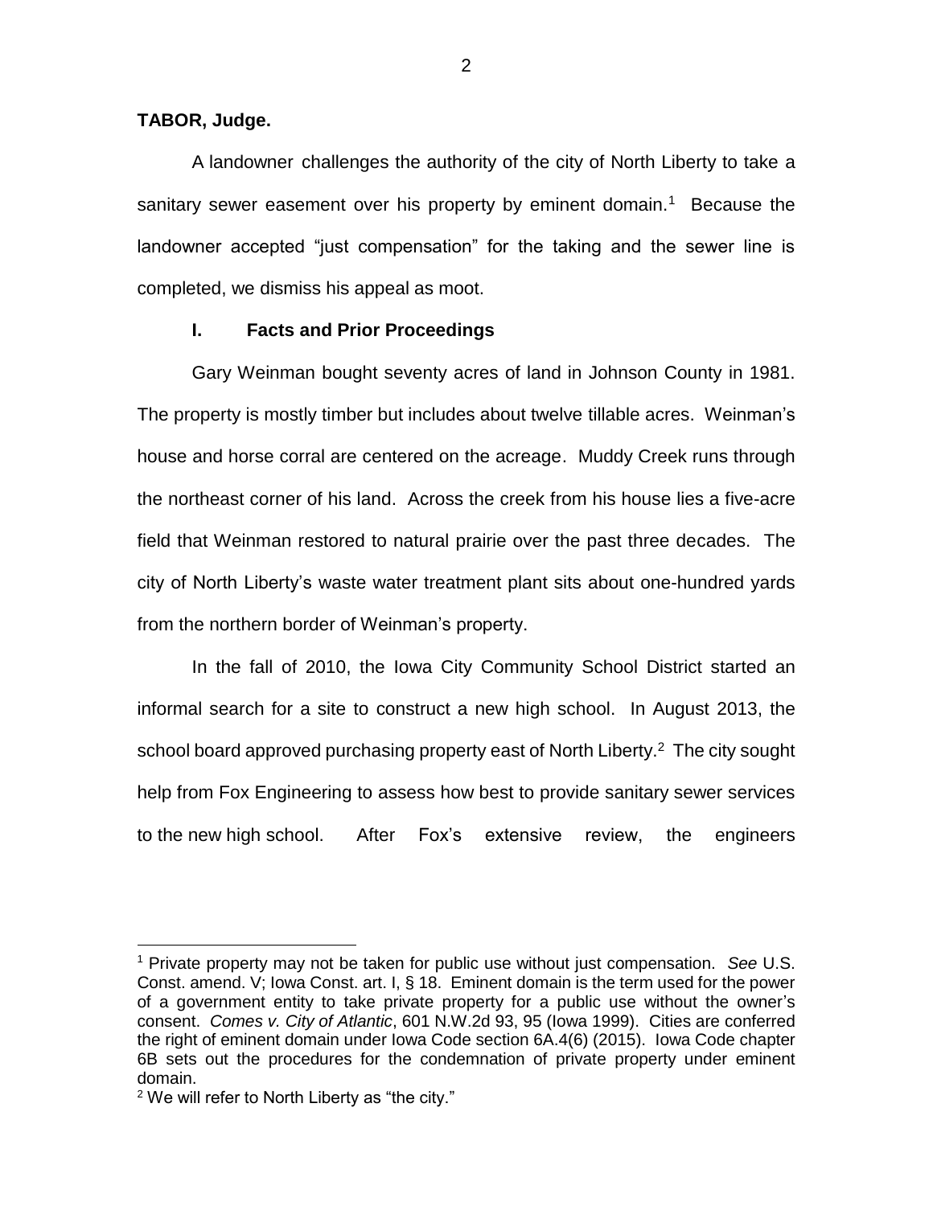**TABOR, Judge.**

A landowner challenges the authority of the city of North Liberty to take a sanitary sewer easement over his property by eminent domain.[1] Because the landowner accepted "just compensation" for the taking and the sewer line is completed, we dismiss his appeal as moot.

## I. Facts and Prior Proceedings

Gary Weinman bought seventy acres of land in Johnson County in 1981. The property is mostly timber but includes about twelve tillable acres. Weinman's house and horse corral are centered on the acreage. Muddy Creek runs through the northeast corner of his land. Across the creek from his house lies a five-acre field that Weinman restored to natural prairie over the past three decades. The city of North Liberty's waste water treatment plant sits about one-hundred yards from the northern border of Weinman's property.

In the fall of 2010, the Iowa City Community School District started an informal search for a site to construct a new high school. In August 2013, the school board approved purchasing property east of North Liberty.[2] The city sought help from Fox Engineering to assess how best to provide sanitary sewer services to the new high school. After Fox's extensive review, the engineers

---

[1] Private property may not be taken for public use without just compensation. *See* U.S. Const. amend. V; Iowa Const. art. I, § 18. Eminent domain is the term used for the power of a government entity to take private property for a public use without the owner's consent. *Comes v. City of Atlantic*, 601 N.W.2d 93, 95 (Iowa 1999). Cities are conferred the right of eminent domain under Iowa Code section 6A.4(6) (2015). Iowa Code chapter 6B sets out the procedures for the condemnation of private property under eminent domain.

[2] We will refer to North Liberty as "the city."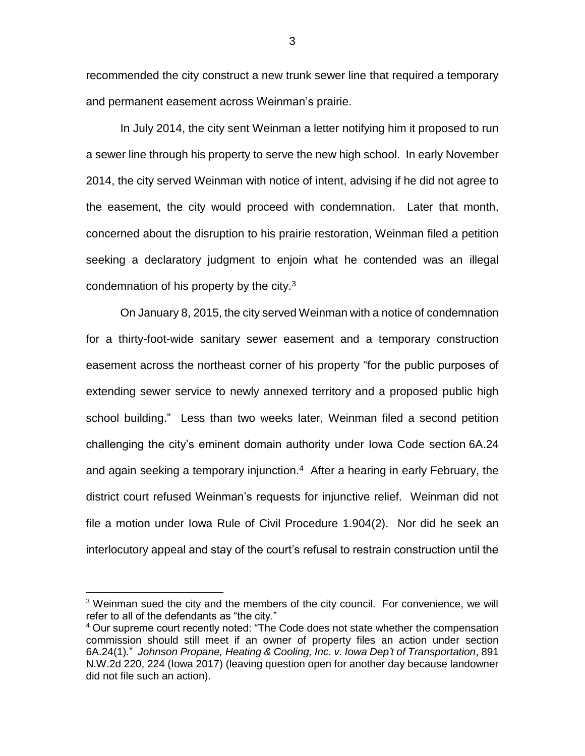recommended the city construct a new trunk sewer line that required a temporary and permanent easement across Weinman's prairie.

In July 2014, the city sent Weinman a letter notifying him it proposed to run a sewer line through his property to serve the new high school. In early November 2014, the city served Weinman with notice of intent, advising if he did not agree to the easement, the city would proceed with condemnation. Later that month, concerned about the disruption to his prairie restoration, Weinman filed a petition seeking a declaratory judgment to enjoin what he contended was an illegal condemnation of his property by the city.[3]

On January 8, 2015, the city served Weinman with a notice of condemnation for a thirty-foot-wide sanitary sewer easement and a temporary construction easement across the northeast corner of his property "for the public purposes of extending sewer service to newly annexed territory and a proposed public high school building." Less than two weeks later, Weinman filed a second petition challenging the city's eminent domain authority under Iowa Code section 6A.24 and again seeking a temporary injunction.[4] After a hearing in early February, the district court refused Weinman's requests for injunctive relief. Weinman did not file a motion under Iowa Rule of Civil Procedure 1.904(2). Nor did he seek an interlocutory appeal and stay of the court's refusal to restrain construction until the

---

[3] Weinman sued the city and the members of the city council. For convenience, we will refer to all of the defendants as "the city."

[4] Our supreme court recently noted: "The Code does not state whether the compensation commission should still meet if an owner of property files an action under section 6A.24(1)." *Johnson Propane, Heating & Cooling, Inc. v. Iowa Dep't of Transportation*, 891 N.W.2d 220, 224 (Iowa 2017) (leaving question open for another day because landowner did not file such an action).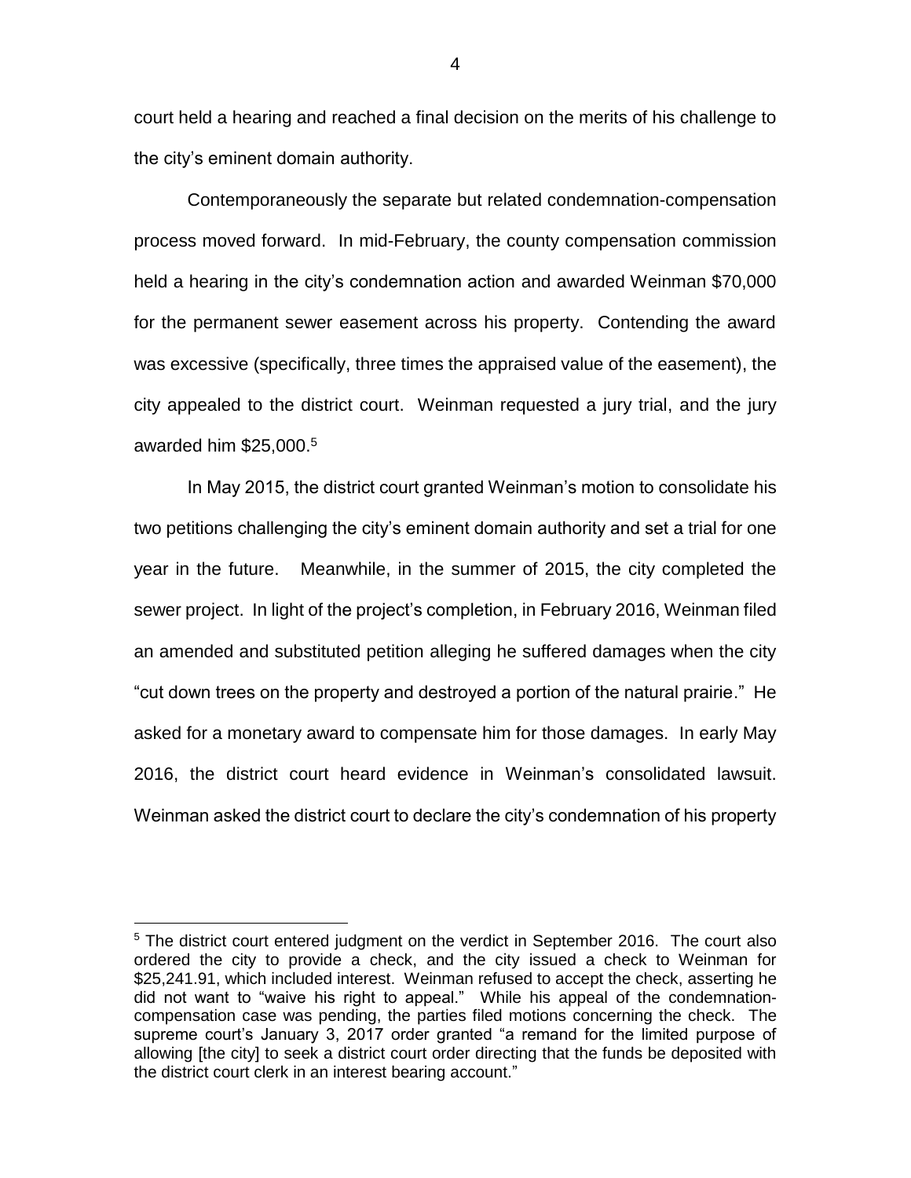court held a hearing and reached a final decision on the merits of his challenge to the city's eminent domain authority.

Contemporaneously the separate but related condemnation-compensation process moved forward. In mid-February, the county compensation commission held a hearing in the city's condemnation action and awarded Weinman $70,000 for the permanent sewer easement across his property. Contending the award was excessive (specifically, three times the appraised value of the easement), the city appealed to the district court. Weinman requested a jury trial, and the jury awarded him $25,000.[5]

In May 2015, the district court granted Weinman's motion to consolidate his two petitions challenging the city's eminent domain authority and set a trial for one year in the future. Meanwhile, in the summer of 2015, the city completed the sewer project. In light of the project's completion, in February 2016, Weinman filed an amended and substituted petition alleging he suffered damages when the city "cut down trees on the property and destroyed a portion of the natural prairie." He asked for a monetary award to compensate him for those damages. In early May 2016, the district court heard evidence in Weinman's consolidated lawsuit. Weinman asked the district court to declare the city's condemnation of his property

---

[5] The district court entered judgment on the verdict in September 2016. The court also ordered the city to provide a check, and the city issued a check to Weinman for $25,241.91, which included interest. Weinman refused to accept the check, asserting he did not want to "waive his right to appeal." While his appeal of the condemnation-compensation case was pending, the parties filed motions concerning the check. The supreme court's January 3, 2017 order granted "a remand for the limited purpose of allowing [the city] to seek a district court order directing that the funds be deposited with the district court clerk in an interest bearing account."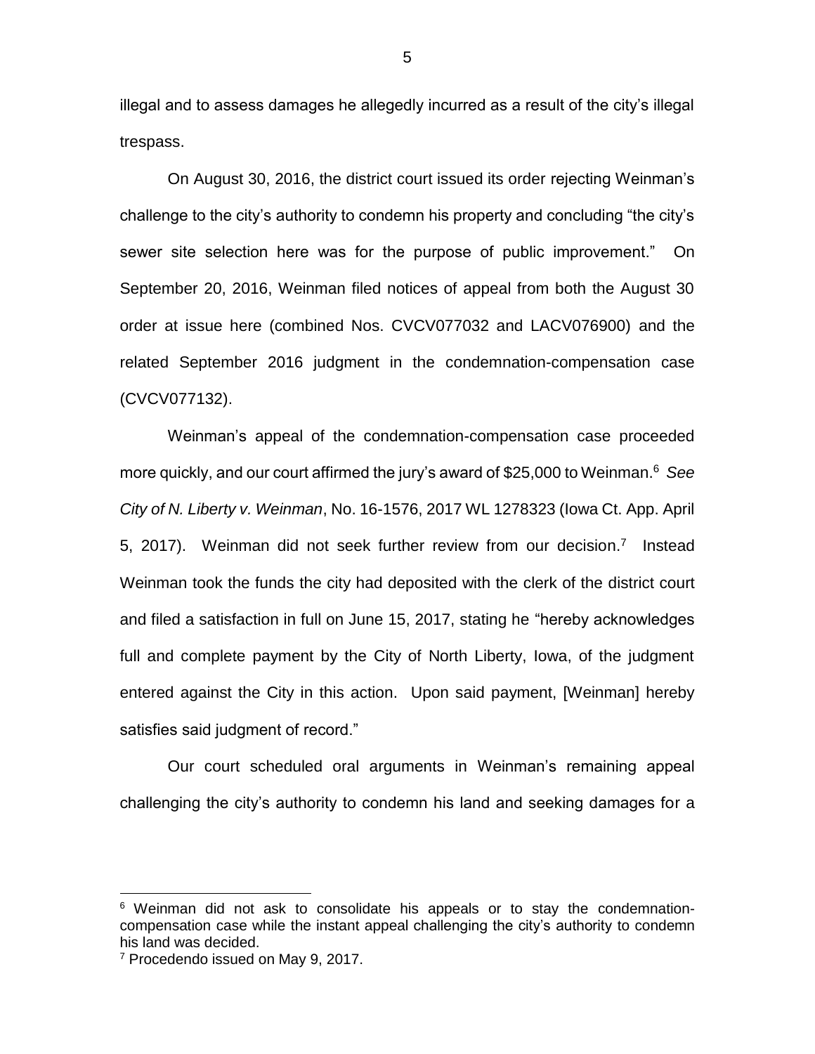illegal and to assess damages he allegedly incurred as a result of the city's illegal trespass.

On August 30, 2016, the district court issued its order rejecting Weinman's challenge to the city's authority to condemn his property and concluding "the city's sewer site selection here was for the purpose of public improvement." On September 20, 2016, Weinman filed notices of appeal from both the August 30 order at issue here (combined Nos. CVCV077032 and LACV076900) and the related September 2016 judgment in the condemnation-compensation case (CVCV077132).

Weinman's appeal of the condemnation-compensation case proceeded more quickly, and our court affirmed the jury's award of $25,000 to Weinman.[6] *See City of N. Liberty v. Weinman*, No. 16-1576, 2017 WL 1278323 (Iowa Ct. App. April 5, 2017). Weinman did not seek further review from our decision.[7] Instead Weinman took the funds the city had deposited with the clerk of the district court and filed a satisfaction in full on June 15, 2017, stating he "hereby acknowledges full and complete payment by the City of North Liberty, Iowa, of the judgment entered against the City in this action. Upon said payment, [Weinman] hereby satisfies said judgment of record."

Our court scheduled oral arguments in Weinman's remaining appeal challenging the city's authority to condemn his land and seeking damages for a

[6] Weinman did not ask to consolidate his appeals or to stay the condemnation-compensation case while the instant appeal challenging the city's authority to condemn his land was decided.

[7] Procedendo issued on May 9, 2017.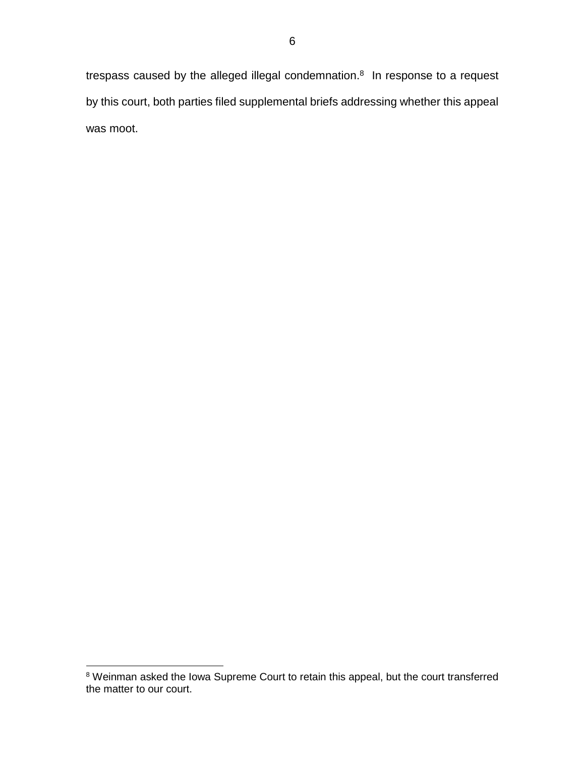trespass caused by the alleged illegal condemnation.[8] In response to a request by this court, both parties filed supplemental briefs addressing whether this appeal was moot.

---

[8] Weinman asked the Iowa Supreme Court to retain this appeal, but the court transferred the matter to our court.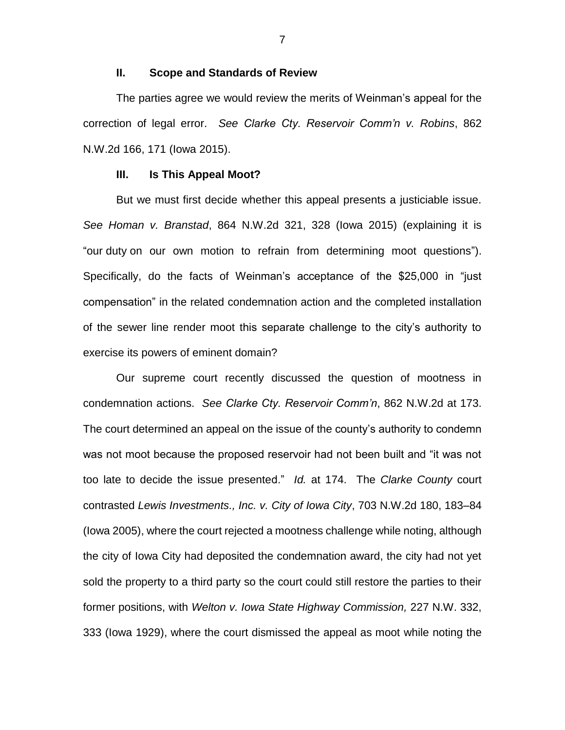## II. Scope and Standards of Review

The parties agree we would review the merits of Weinman's appeal for the correction of legal error. *See Clarke Cty. Reservoir Comm'n v. Robins*, 862 N.W.2d 166, 171 (Iowa 2015).

## III. Is This Appeal Moot?

But we must first decide whether this appeal presents a justiciable issue. *See Homan v. Branstad*, 864 N.W.2d 321, 328 (Iowa 2015) (explaining it is "our duty on our own motion to refrain from determining moot questions"). Specifically, do the facts of Weinman's acceptance of the $25,000 in "just compensation" in the related condemnation action and the completed installation of the sewer line render moot this separate challenge to the city's authority to exercise its powers of eminent domain?

Our supreme court recently discussed the question of mootness in condemnation actions. *See Clarke Cty. Reservoir Comm'n*, 862 N.W.2d at 173. The court determined an appeal on the issue of the county's authority to condemn was not moot because the proposed reservoir had not been built and "it was not too late to decide the issue presented." *Id.* at 174. The *Clarke County* court contrasted *Lewis Investments., Inc. v. City of Iowa City*, 703 N.W.2d 180, 183–84 (Iowa 2005), where the court rejected a mootness challenge while noting, although the city of Iowa City had deposited the condemnation award, the city had not yet sold the property to a third party so the court could still restore the parties to their former positions, with *Welton v. Iowa State Highway Commission,* 227 N.W. 332, 333 (Iowa 1929), where the court dismissed the appeal as moot while noting the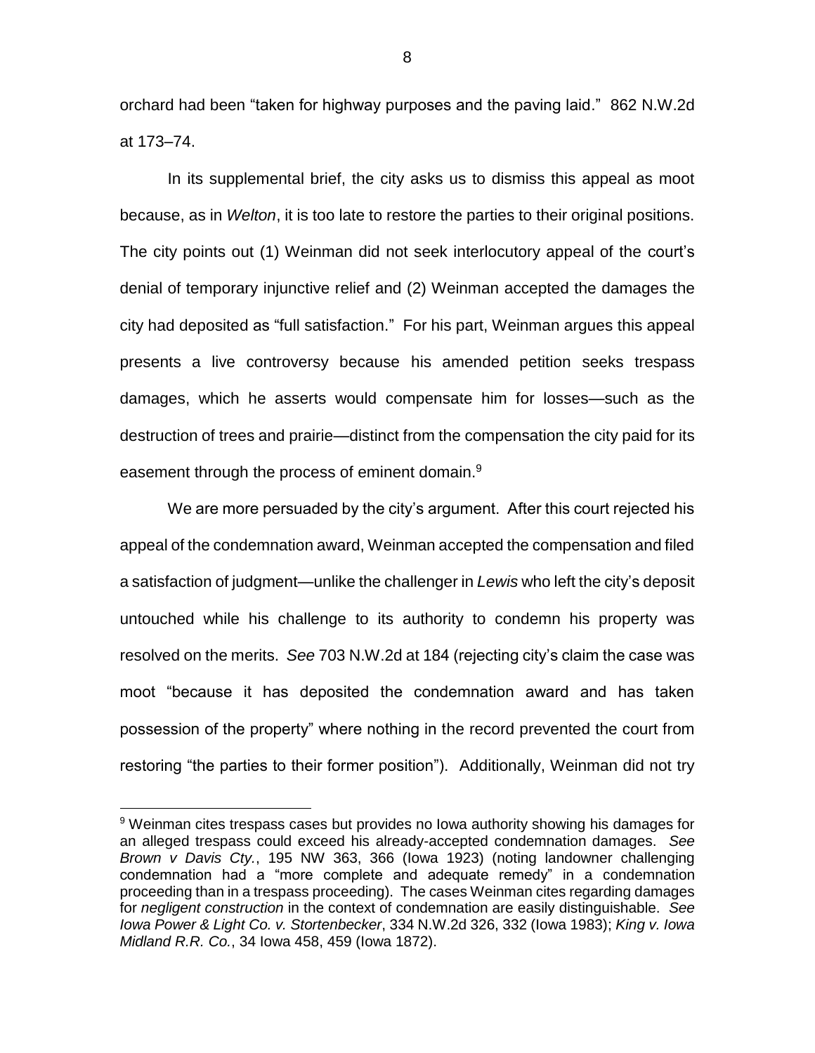orchard had been "taken for highway purposes and the paving laid." 862 N.W.2d at 173–74.

In its supplemental brief, the city asks us to dismiss this appeal as moot because, as in *Welton*, it is too late to restore the parties to their original positions. The city points out (1) Weinman did not seek interlocutory appeal of the court's denial of temporary injunctive relief and (2) Weinman accepted the damages the city had deposited as "full satisfaction." For his part, Weinman argues this appeal presents a live controversy because his amended petition seeks trespass damages, which he asserts would compensate him for losses—such as the destruction of trees and prairie—distinct from the compensation the city paid for its easement through the process of eminent domain.[9]

We are more persuaded by the city's argument. After this court rejected his appeal of the condemnation award, Weinman accepted the compensation and filed a satisfaction of judgment—unlike the challenger in *Lewis* who left the city's deposit untouched while his challenge to its authority to condemn his property was resolved on the merits. *See* 703 N.W.2d at 184 (rejecting city's claim the case was moot "because it has deposited the condemnation award and has taken possession of the property" where nothing in the record prevented the court from restoring "the parties to their former position"). Additionally, Weinman did not try

[9] Weinman cites trespass cases but provides no Iowa authority showing his damages for an alleged trespass could exceed his already-accepted condemnation damages. *See Brown v Davis Cty.*, 195 NW 363, 366 (Iowa 1923) (noting landowner challenging condemnation had a "more complete and adequate remedy" in a condemnation proceeding than in a trespass proceeding). The cases Weinman cites regarding damages for *negligent construction* in the context of condemnation are easily distinguishable. *See Iowa Power & Light Co. v. Stortenbecker*, 334 N.W.2d 326, 332 (Iowa 1983); *King v. Iowa Midland R.R. Co.*, 34 Iowa 458, 459 (Iowa 1872).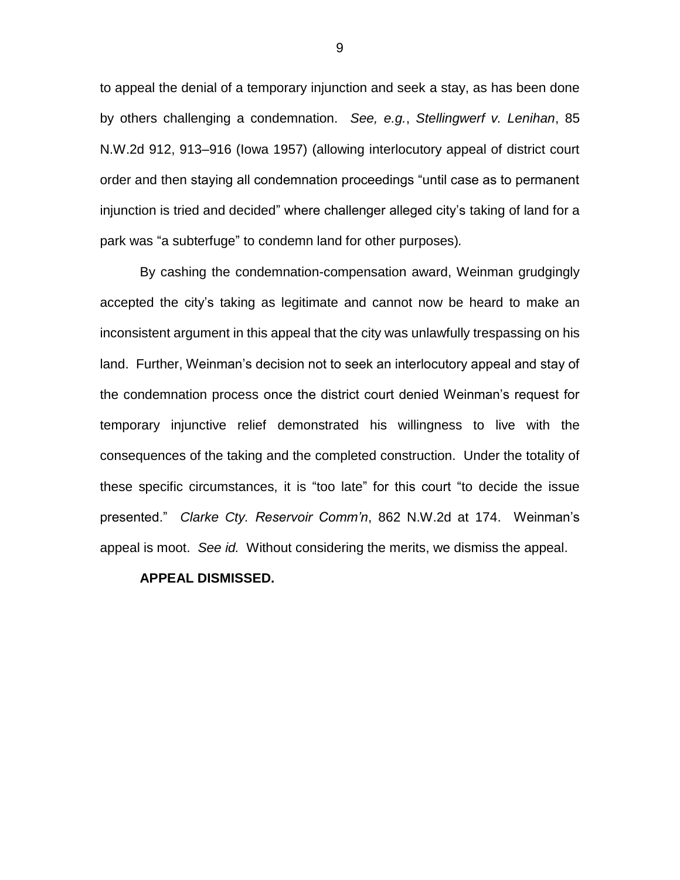to appeal the denial of a temporary injunction and seek a stay, as has been done by others challenging a condemnation. *See, e.g.*, *Stellingwerf v. Lenihan*, 85 N.W.2d 912, 913–916 (Iowa 1957) (allowing interlocutory appeal of district court order and then staying all condemnation proceedings "until case as to permanent injunction is tried and decided" where challenger alleged city's taking of land for a park was "a subterfuge" to condemn land for other purposes).

By cashing the condemnation-compensation award, Weinman grudgingly accepted the city's taking as legitimate and cannot now be heard to make an inconsistent argument in this appeal that the city was unlawfully trespassing on his land. Further, Weinman's decision not to seek an interlocutory appeal and stay of the condemnation process once the district court denied Weinman's request for temporary injunctive relief demonstrated his willingness to live with the consequences of the taking and the completed construction. Under the totality of these specific circumstances, it is "too late" for this court "to decide the issue presented." *Clarke Cty. Reservoir Comm'n*, 862 N.W.2d at 174. Weinman's appeal is moot. *See id.* Without considering the merits, we dismiss the appeal.

**APPEAL DISMISSED.**